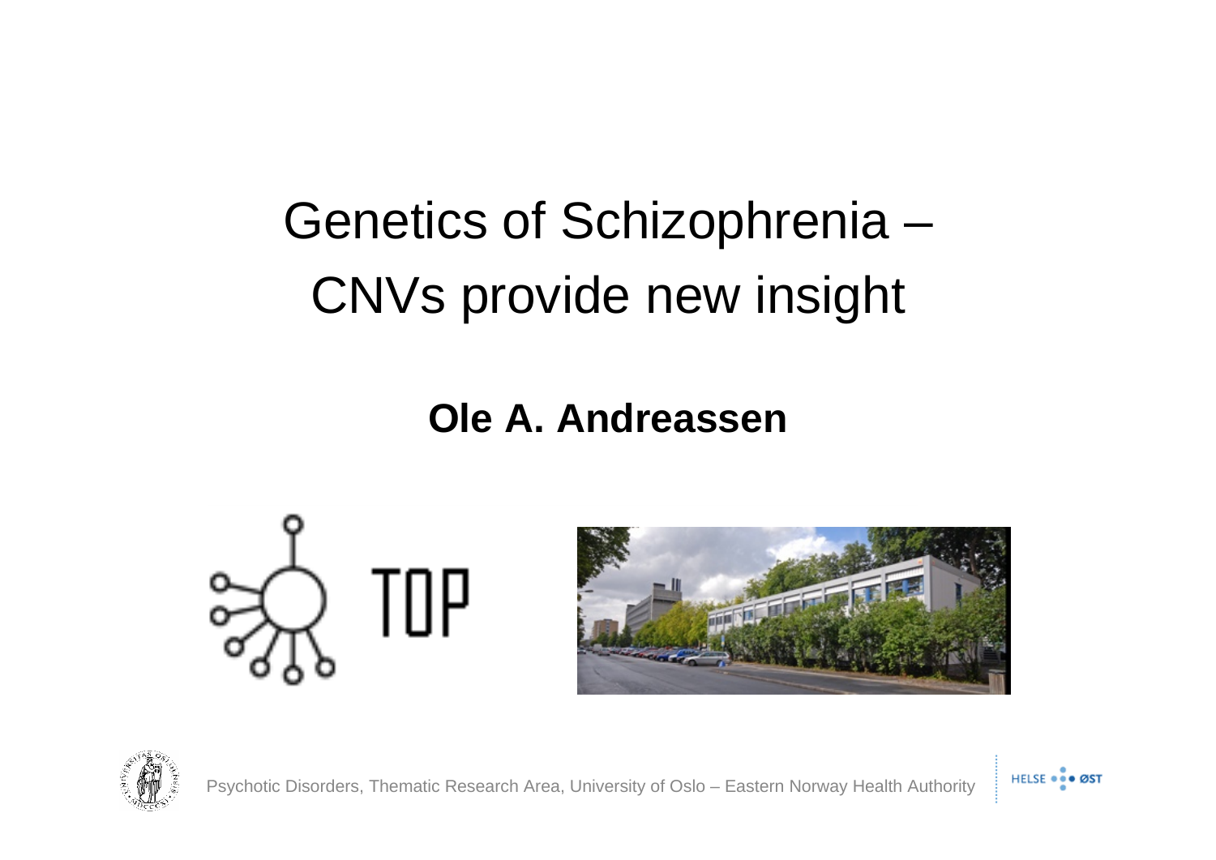# Genetics of Schizophrenia – CNVs provide new insight

**Ole A. Andreassen**

TOP

Psychotic Disorders, Thematic Research Area, University of Oslo – Eastern Norway Health Authority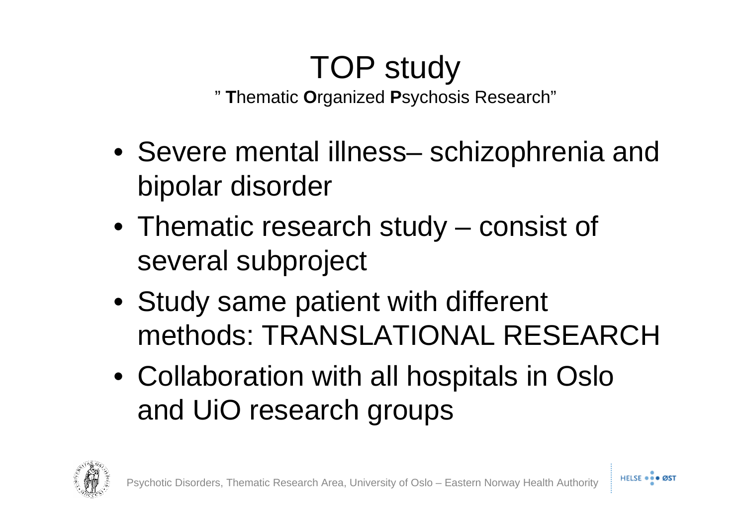# TOP study

" **T**hematic **O**rganized **P**sychosis Research"

- Severe mental illness– schizophrenia and bipolar disorder
- Thematic research study – consist of several subproject
- Study same patient with different methods: TRANSLATIONAL RESEARCH
- Collaboration with all hospitals in Oslo and UiO research groups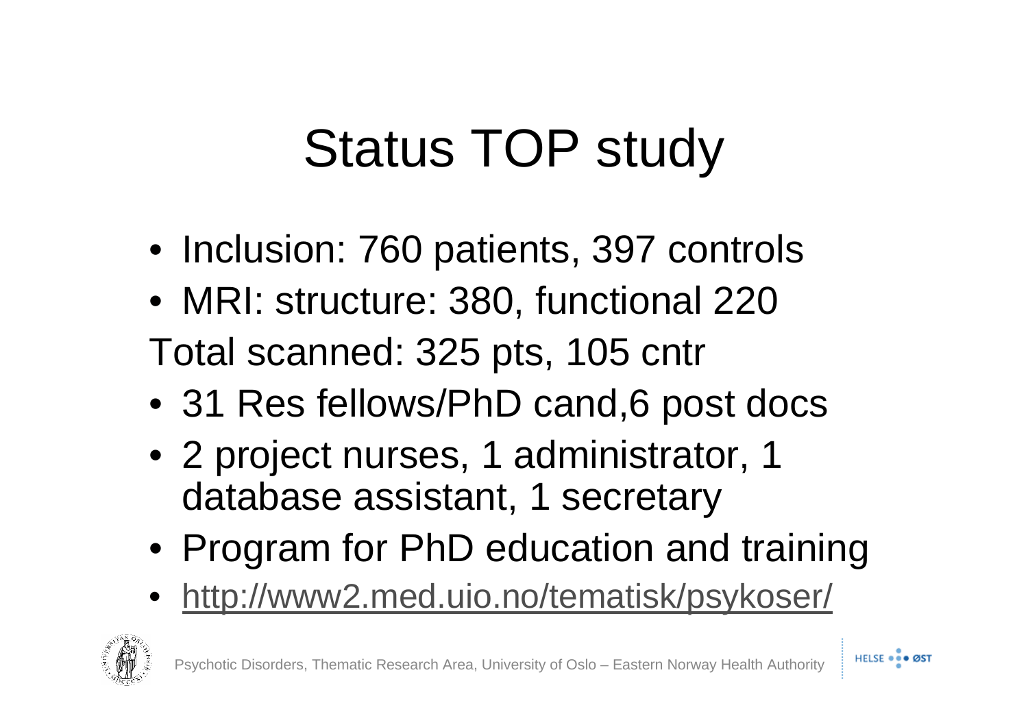# Status TOP study

- Inclusion: 760 patients, 397 controls
- MRI: structure: 380, functional 220

Total scanned: 325 pts, 105 cntr

- 31 Res fellows/PhD cand,6 post docs
- 2 project nurses, 1 administrator, 1 database assistant, 1 secretary
- Program for PhD education and training
- http://www2.med.uio.no/tematisk/psykoser/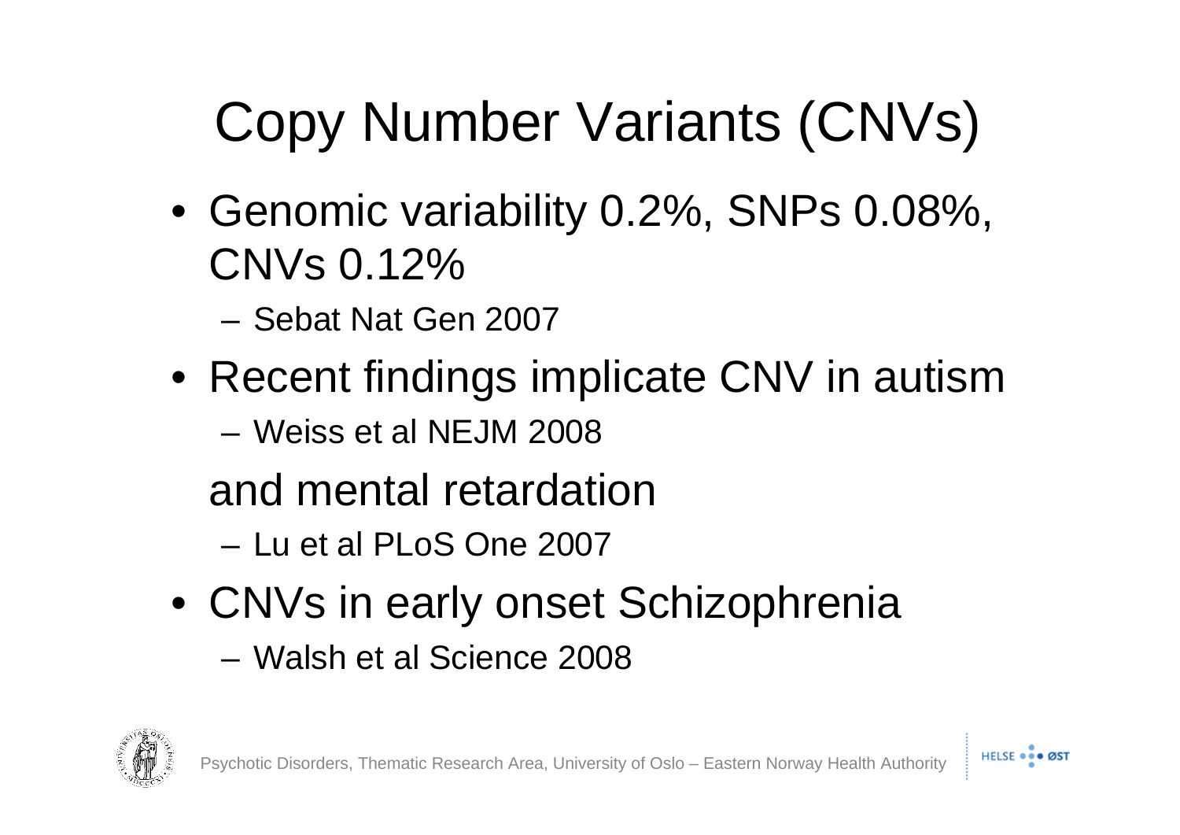# Copy Number Variants (CNVs)

- Genomic variability 0.2%, SNPs 0.08%, CNVs 0.12%
  - Sebat Nat Gen 2007
- Recent findings implicate CNV in autism
  - Weiss et al NEJM 2008

  and mental retardation
  - Lu et al PLoS One 2007
- CNVs in early onset Schizophrenia
  - Walsh et al Science 2008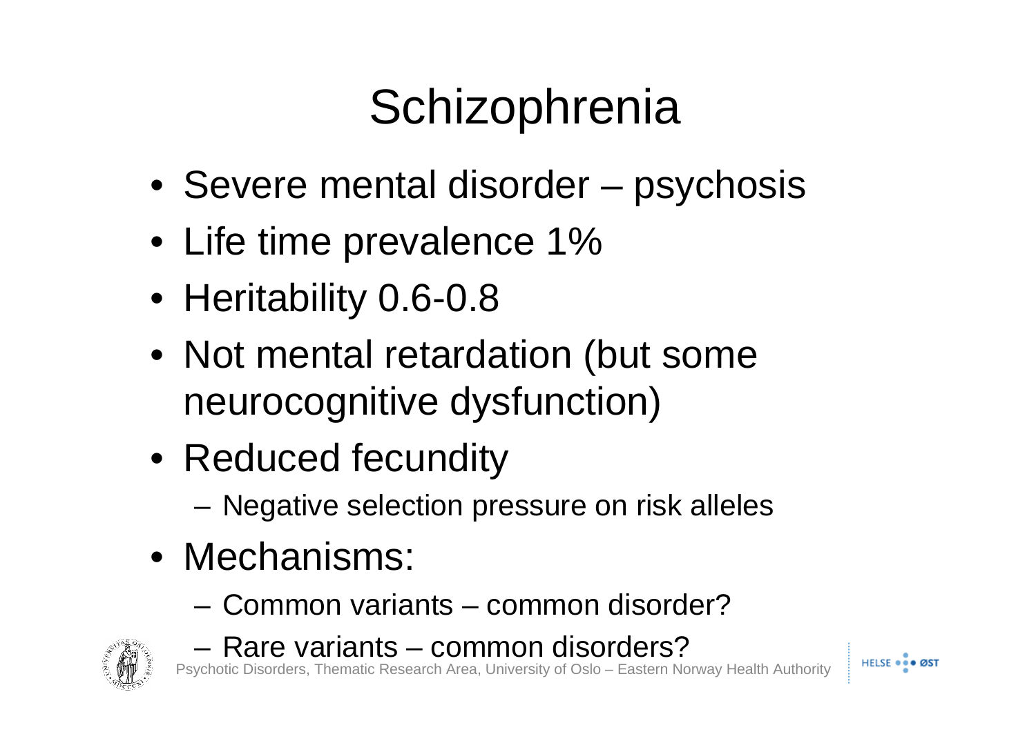# Schizophrenia

- Severe mental disorder – psychosis
- Life time prevalence 1%
- Heritability 0.6-0.8
- Not mental retardation (but some neurocognitive dysfunction)
- Reduced fecundity
  - Negative selection pressure on risk alleles
- Mechanisms:
  - Common variants – common disorder?
  - Rare variants – common disorders?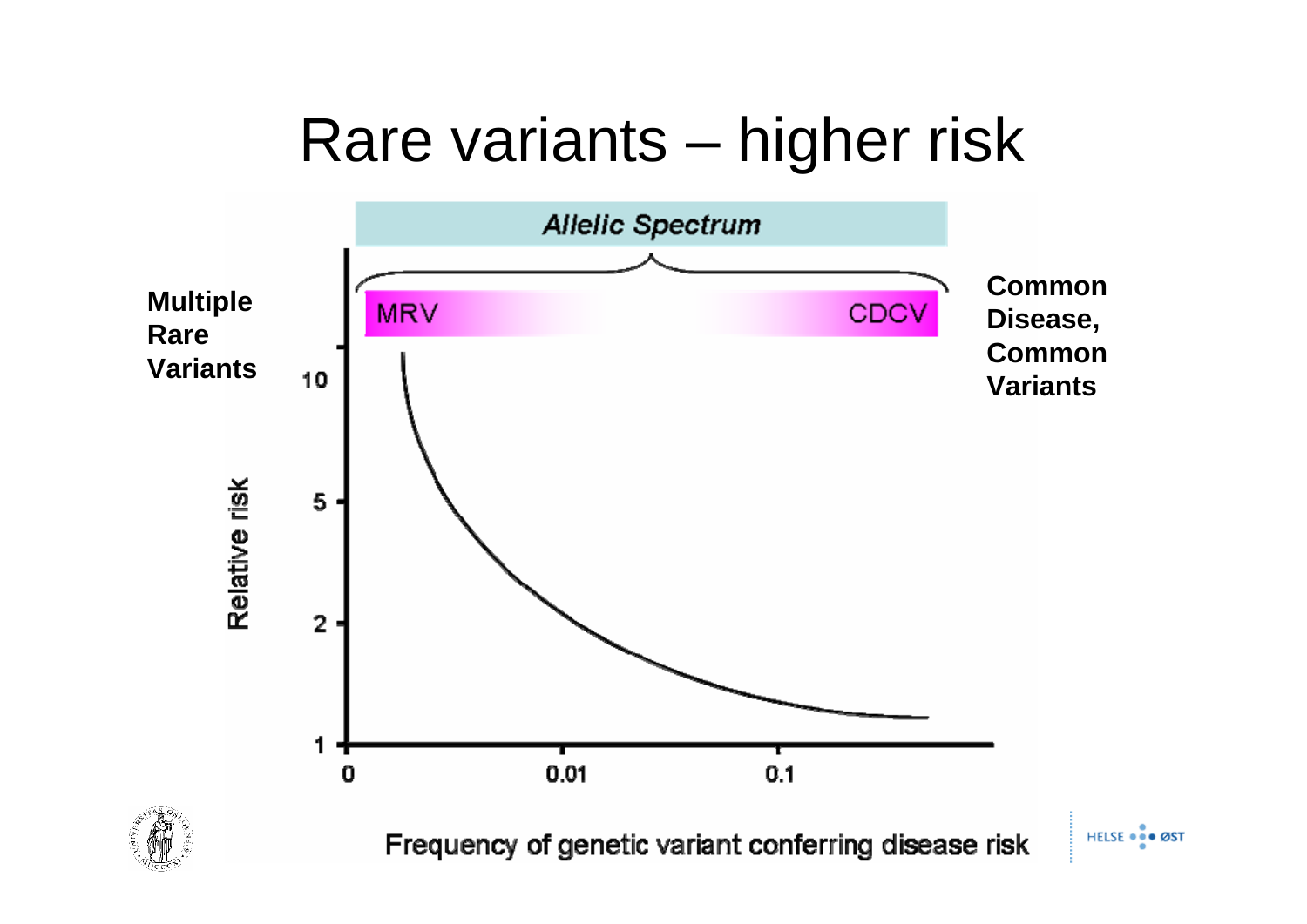# Rare variants – higher risk

**Multiple Rare Variants**

*Allelic Spectrum*

MRV

CDCV

**Common Disease, Common Variants**

Relative risk

10

5

2

1

0

0.01

0.1

Frequency of genetic variant conferring disease risk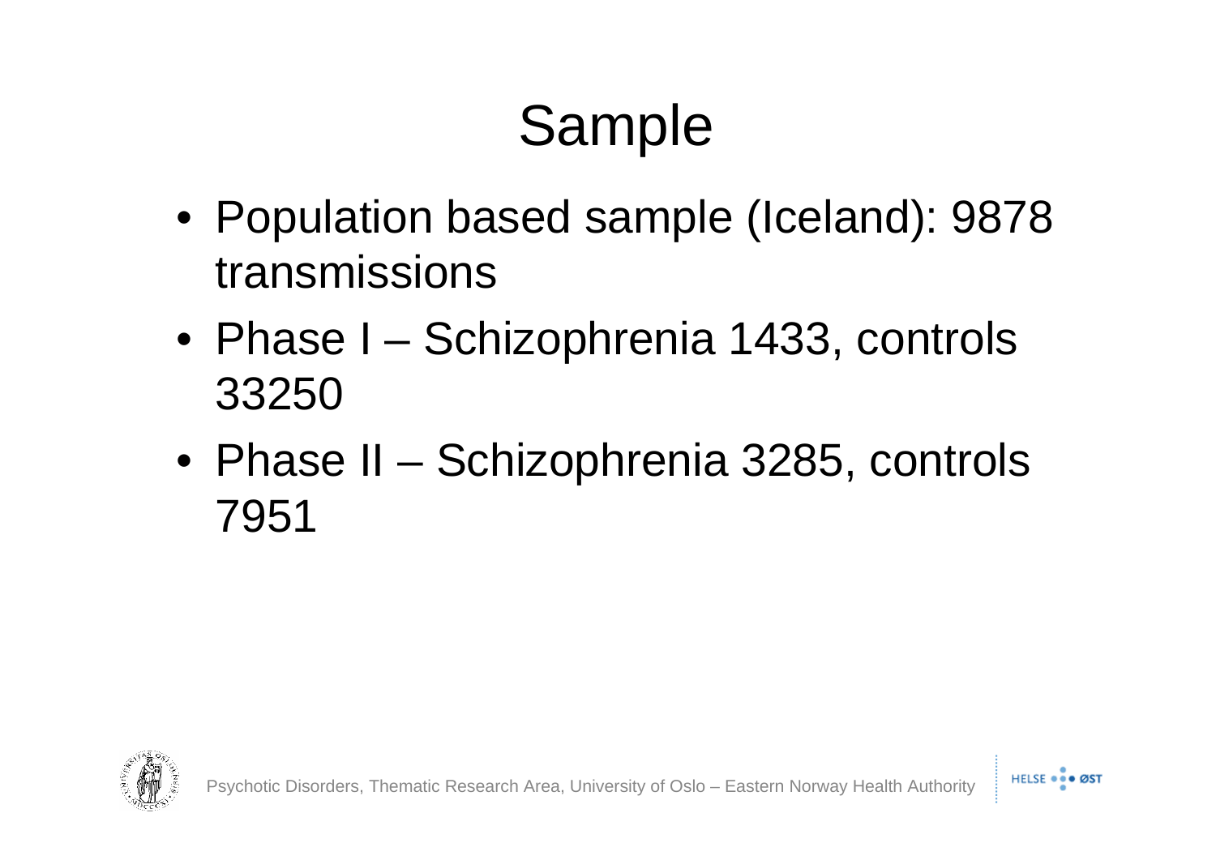# Sample

- Population based sample (Iceland): 9878 transmissions
- Phase I – Schizophrenia 1433, controls 33250
- Phase II – Schizophrenia 3285, controls 7951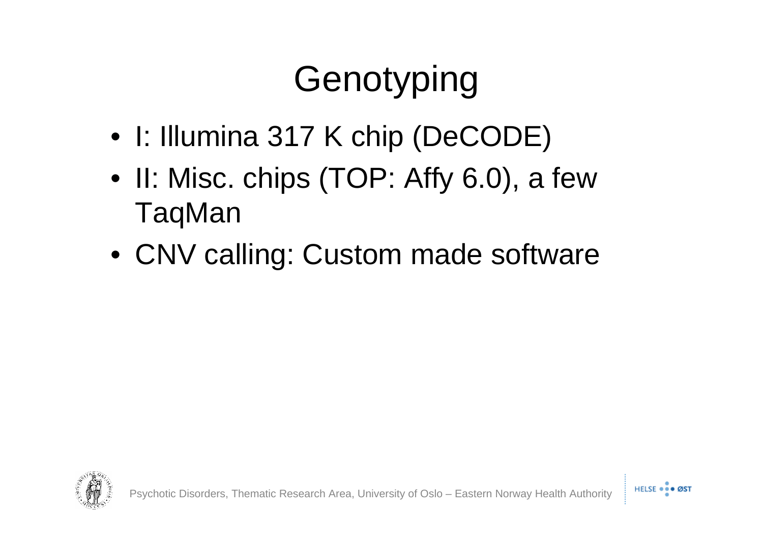# Genotyping

- I: Illumina 317 K chip (DeCODE)
- II: Misc. chips (TOP: Affy 6.0), a few TaqMan
- CNV calling: Custom made software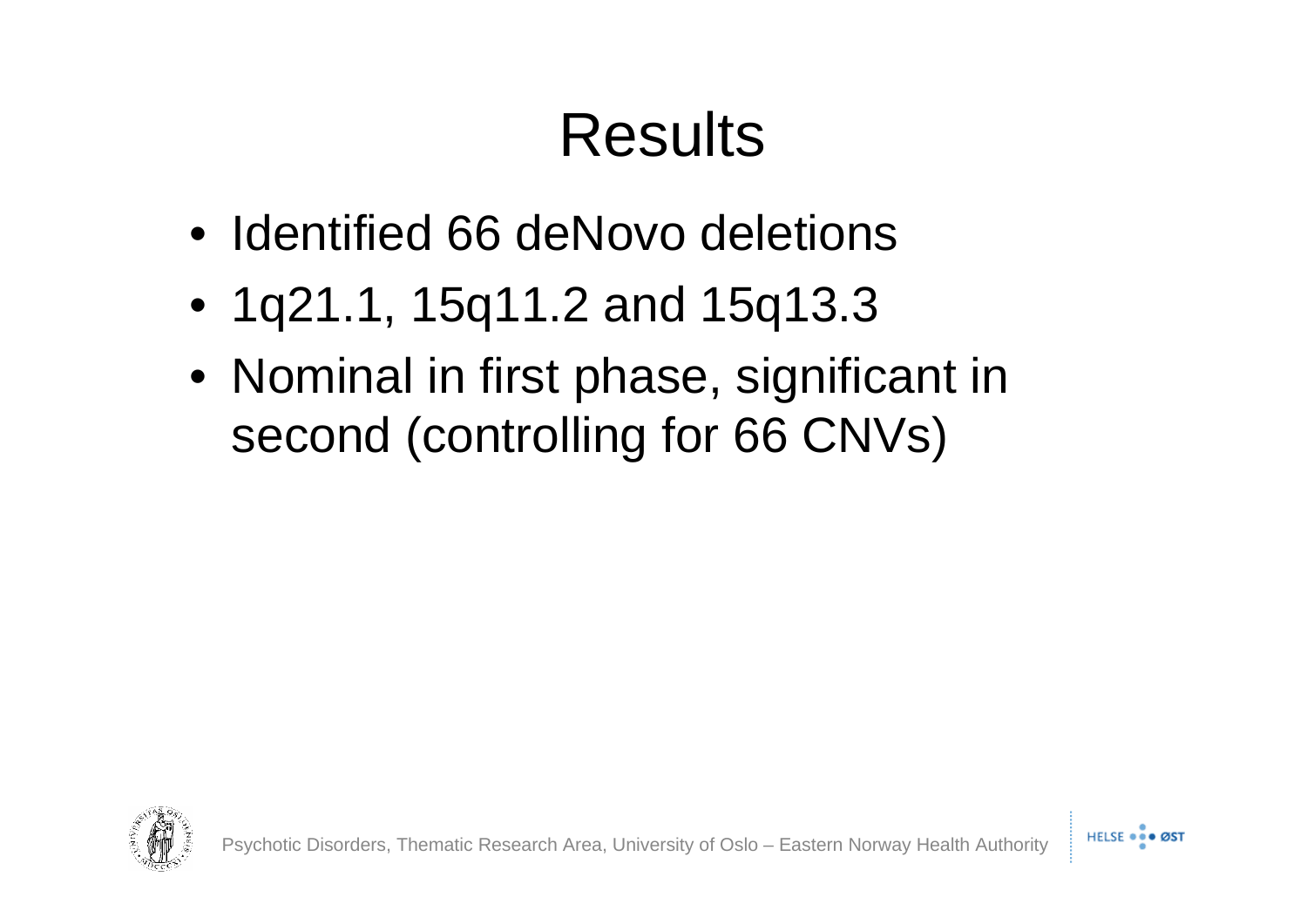# Results

- Identified 66 deNovo deletions
- 1q21.1, 15q11.2 and 15q13.3
- Nominal in first phase, significant in second (controlling for 66 CNVs)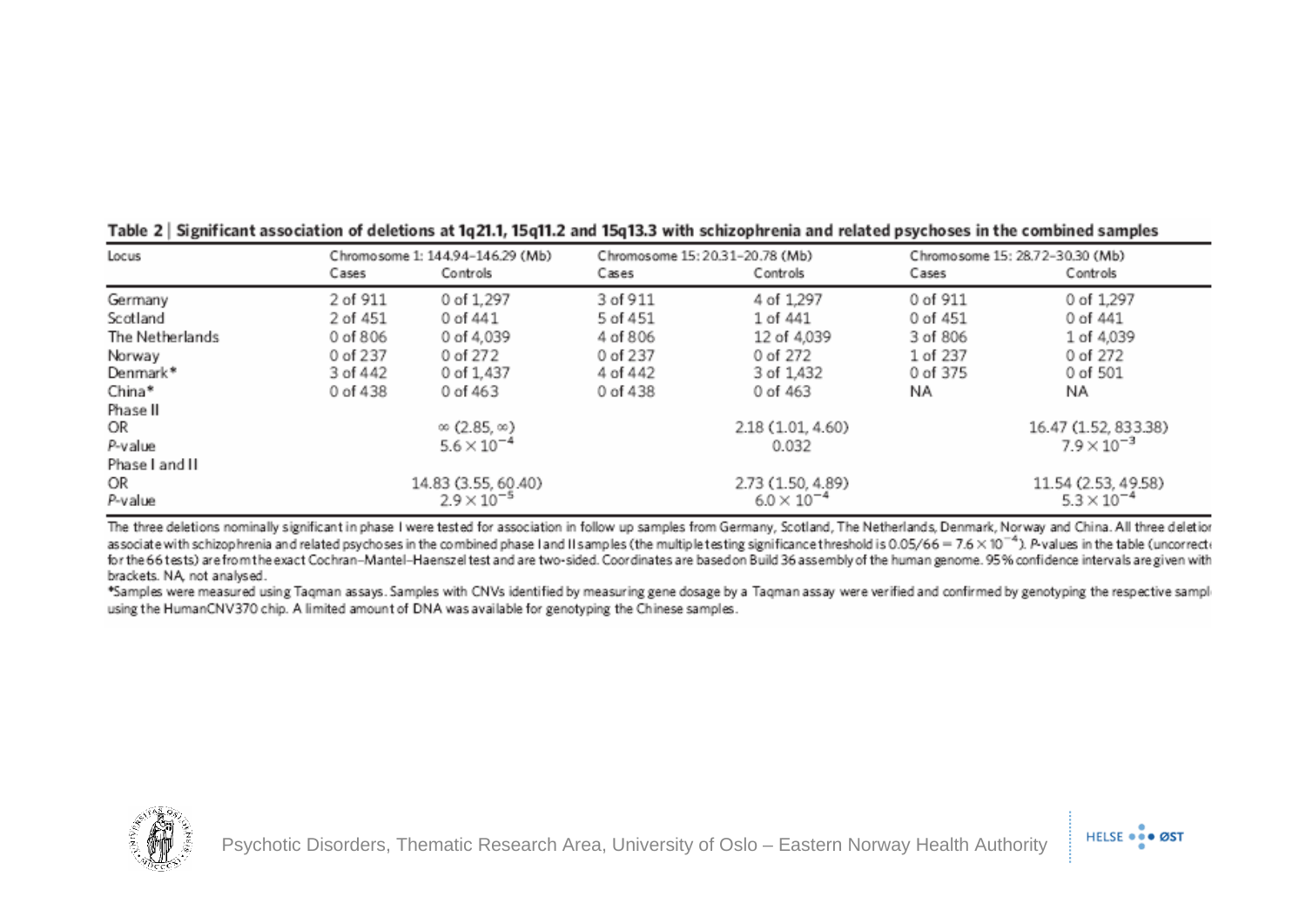**Table 2 | Significant association of deletions at 1q21.1, 15q11.2 and 15q13.3 with schizophrenia and related psychoses in the combined samples**

| Locus | Chromosome 1: 144.94–146.29 (Mb) | | Chromosome 15: 20.31–20.78 (Mb) | | Chromosome 15: 28.72–30.30 (Mb) | |
|---|---|---|---|---|---|---|
| | Cases | Controls | Cases | Controls | Cases | Controls |
| Germany | 2 of 911 | 0 of 1,297 | 3 of 911 | 4 of 1,297 | 0 of 911 | 0 of 1,297 |
| Scotland | 2 of 451 | 0 of 441 | 5 of 451 | 1 of 441 | 0 of 451 | 0 of 441 |
| The Netherlands | 0 of 806 | 0 of 4,039 | 4 of 806 | 12 of 4,039 | 3 of 806 | 1 of 4,039 |
| Norway | 0 of 237 | 0 of 272 | 0 of 237 | 0 of 272 | 1 of 237 | 0 of 272 |
| Denmark* | 3 of 442 | 0 of 1,437 | 4 of 442 | 3 of 1,432 | 0 of 375 | 0 of 501 |
| China* | 0 of 438 | 0 of 463 | 0 of 438 | 0 of 463 | NA | NA |
| Phase II | | | | | | |
| OR | | $\infty$ (2.85, $\infty$) | | 2.18 (1.01, 4.60) | | 16.47 (1.52, 833.38) |
| *P*-value | | $5.6 \times 10^{-4}$ | | 0.032 | | $7.9 \times 10^{-3}$ |
| Phase I and II | | | | | | |
| OR | | 14.83 (3.55, 60.40) | | 2.73 (1.50, 4.89) | | 11.54 (2.53, 49.58) |
| *P*-value | | $2.9 \times 10^{-5}$ | | $6.0 \times 10^{-4}$ | | $5.3 \times 10^{-4}$ |

The three deletions nominally significant in phase I were tested for association in follow up samples from Germany, Scotland, The Netherlands, Denmark, Norway and China. All three deletion associate with schizophrenia and related psychoses in the combined phase I and II samples (the multiple testing significance threshold is $0.05/66 = 7.6 \times 10^{-4}$). *P*-values in the table (uncorrect for the 66 tests) are from the exact Cochran–Mantel–Haenszel test and are two-sided. Coordinates are based on Build 36 assembly of the human genome. 95% confidence intervals are given with brackets. NA, not analysed.

*Samples were measured using Taqman assays. Samples with CNVs identified by measuring gene dosage by a Taqman assay were verified and confirmed by genotyping the respective sampl using the HumanCNV370 chip. A limited amount of DNA was available for genotyping the Chinese samples.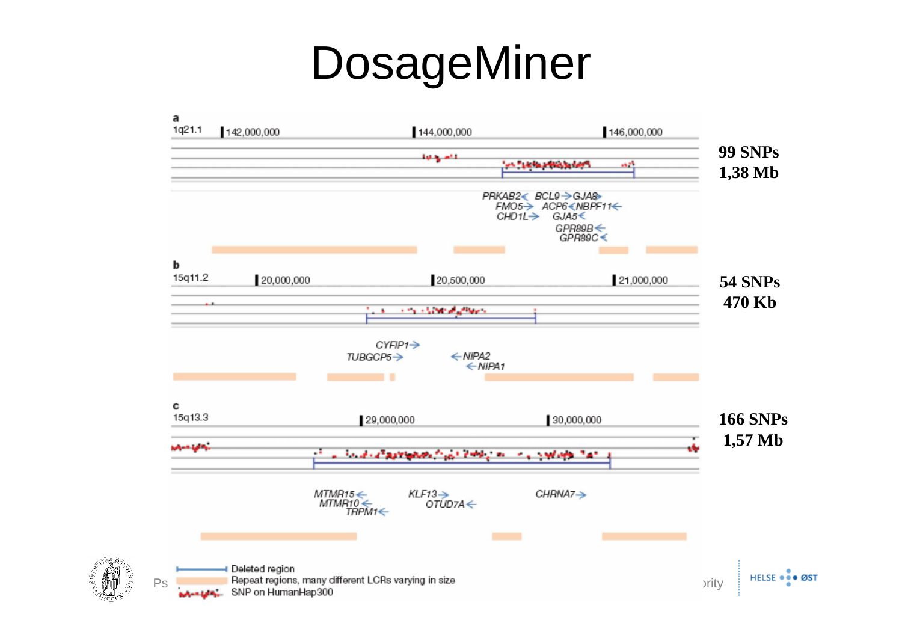# DosageMiner

**a**

1q21.1 — 142,000,000 — 144,000,000 — 146,000,000

PRKAB2, BCL9, GJA8, FMO5, ACP6, NBPF11, CHD1L, GJA5, GPR89B, GPR89C

**99 SNPs**
**1,38 Mb**

**b**

15q11.2 — 20,000,000 — 20,500,000 — 21,000,000

CYFIP1, TUBGCP5, NIPA2, NIPA1

**54 SNPs**
**470 Kb**

**c**

15q13.3 — 29,000,000 — 30,000,000

MTMR15, MTMR10, TRPM1, KLF13, OTUD7A, CHRNA7

**166 SNPs**
**1,57 Mb**

Deleted region

Repeat regions, many different LCRs varying in size

SNP on HumanHap300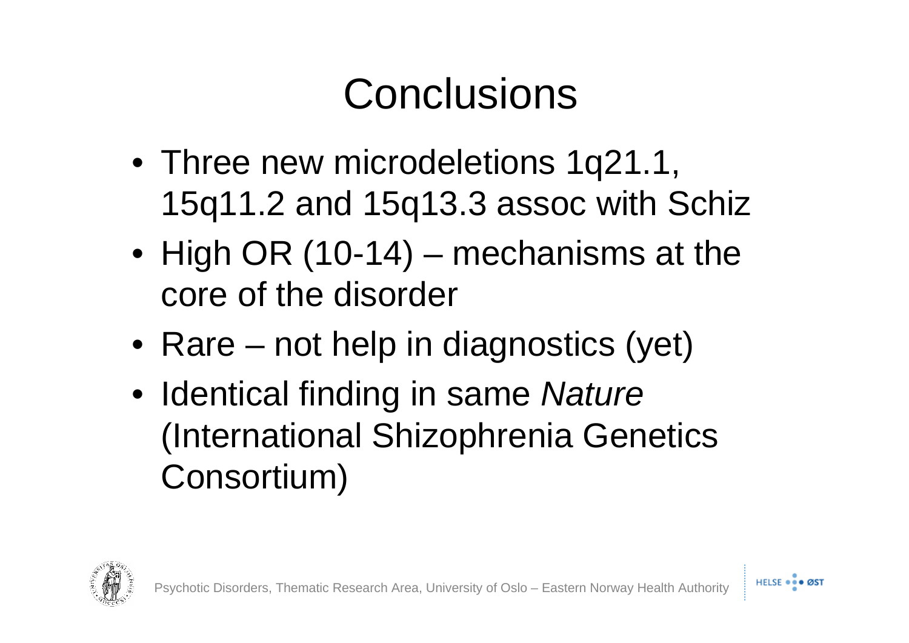# Conclusions

- Three new microdeletions 1q21.1, 15q11.2 and 15q13.3 assoc with Schiz
- High OR (10-14) – mechanisms at the core of the disorder
- Rare – not help in diagnostics (yet)
- Identical finding in same *Nature* (International Shizophrenia Genetics Consortium)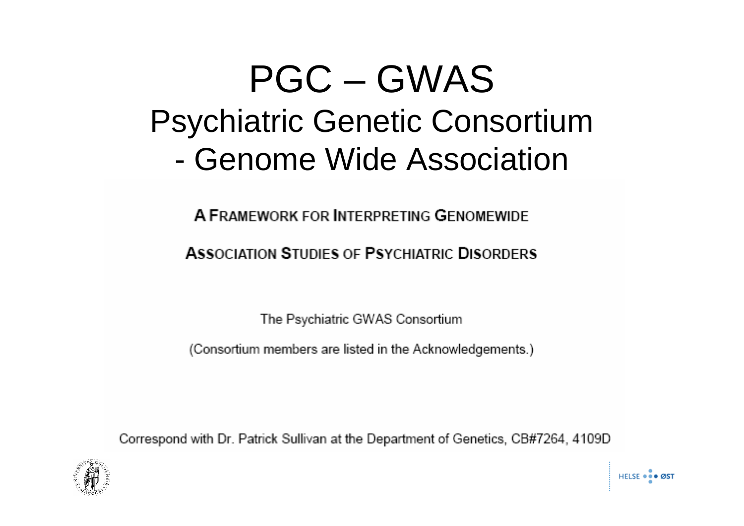# PGC – GWAS

## Psychiatric Genetic Consortium - Genome Wide Association

**A FRAMEWORK FOR INTERPRETING GENOMEWIDE**

**ASSOCIATION STUDIES OF PSYCHIATRIC DISORDERS**

The Psychiatric GWAS Consortium

(Consortium members are listed in the Acknowledgements.)

Correspond with Dr. Patrick Sullivan at the Department of Genetics, CB#7264, 4109D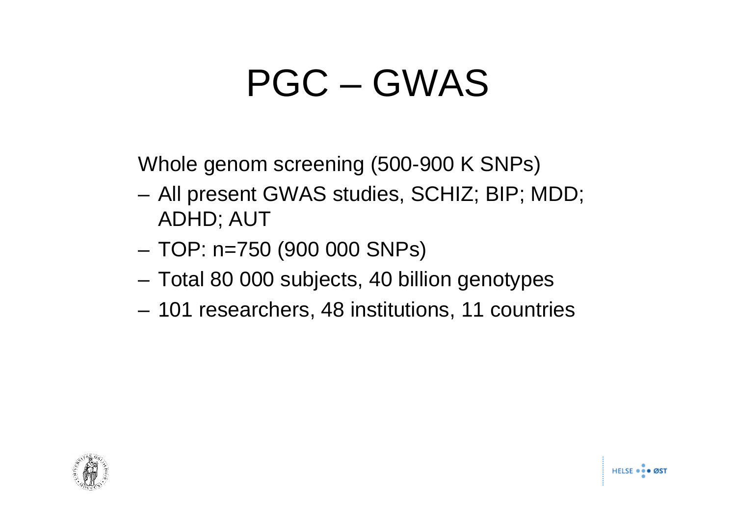# PGC – GWAS

Whole genom screening (500-900 K SNPs)

- All present GWAS studies, SCHIZ; BIP; MDD; ADHD; AUT
- TOP: n=750 (900 000 SNPs)
- Total 80 000 subjects, 40 billion genotypes
- 101 researchers, 48 institutions, 11 countries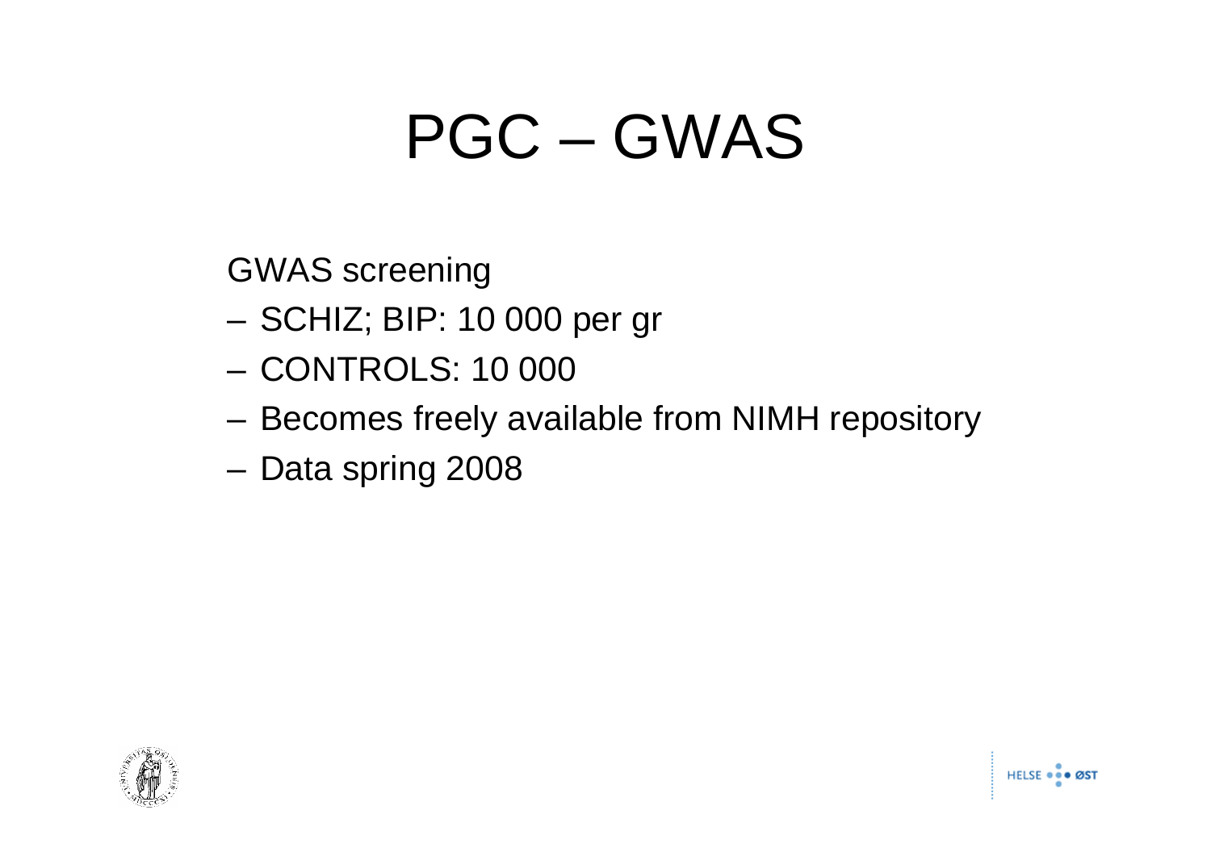# PGC – GWAS

GWAS screening

- SCHIZ; BIP: 10 000 per gr
- CONTROLS: 10 000
- Becomes freely available from NIMH repository
- Data spring 2008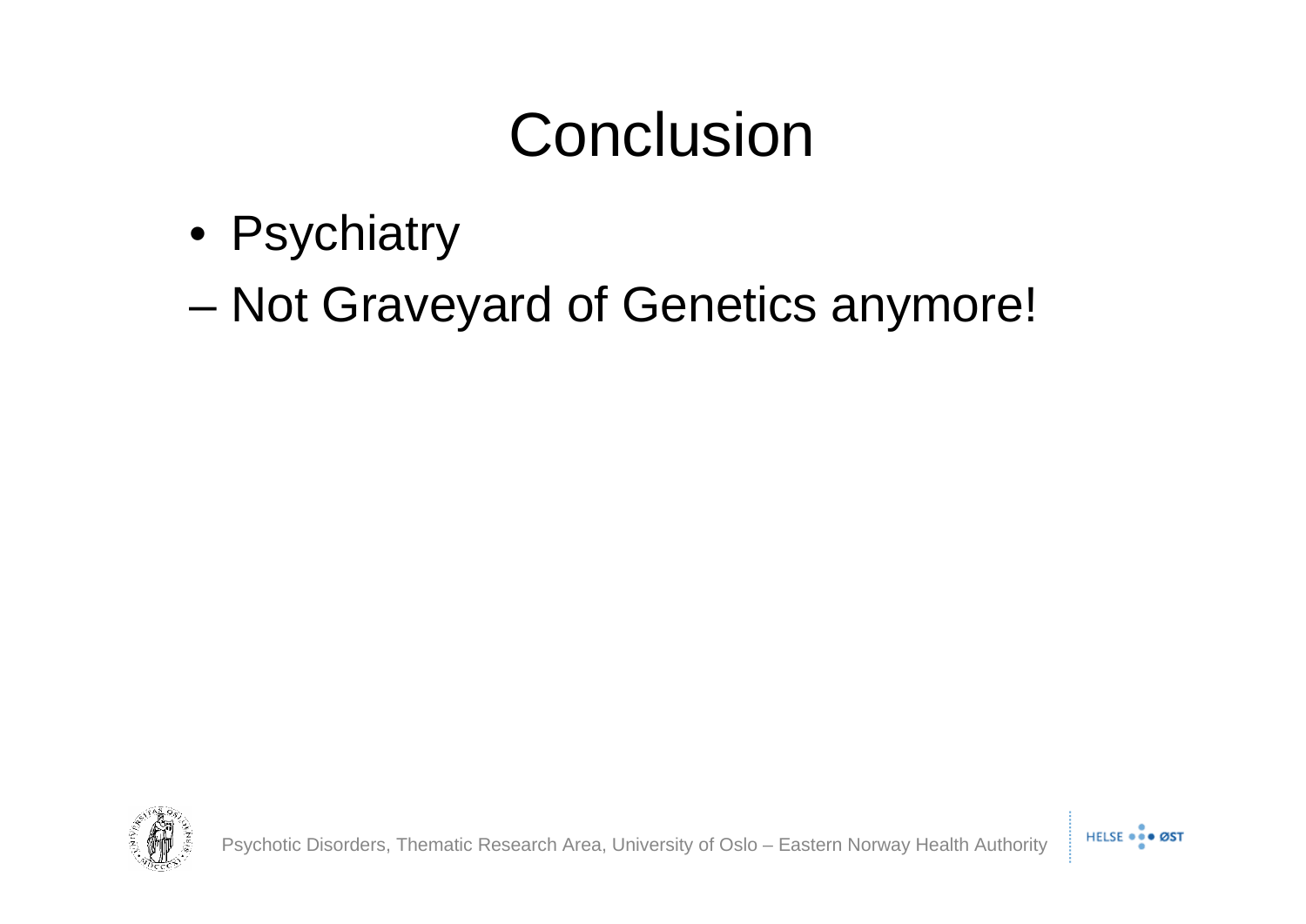# Conclusion

- Psychiatry
  - Not Graveyard of Genetics anymore!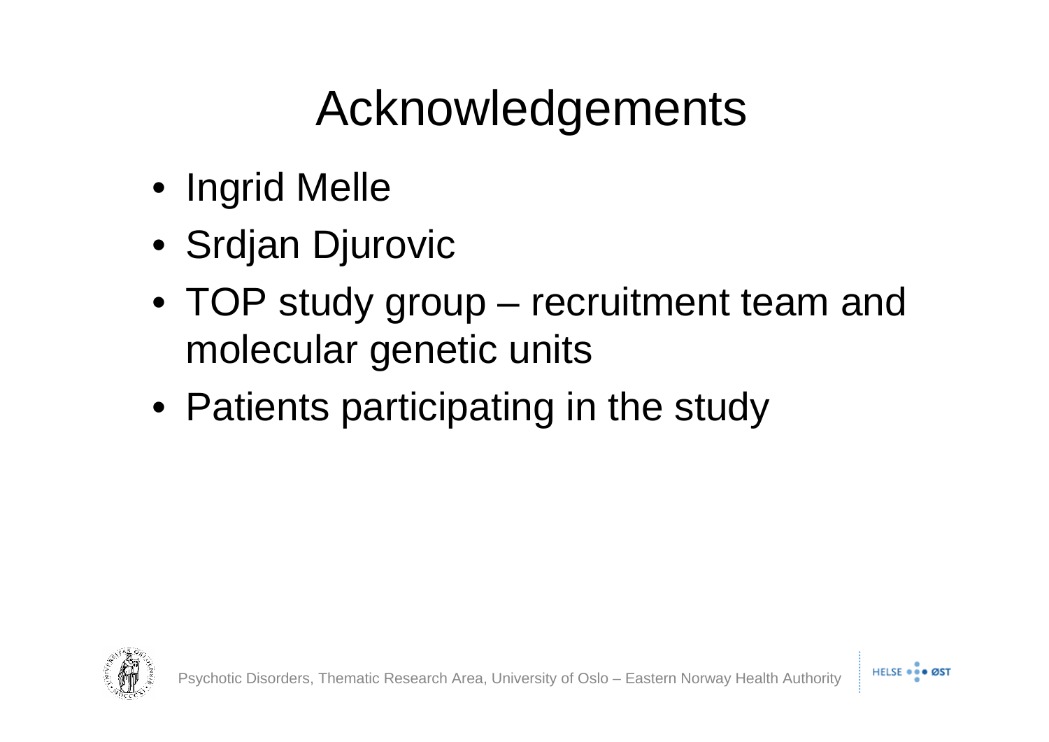# Acknowledgements

- Ingrid Melle
- Srdjan Djurovic
- TOP study group – recruitment team and molecular genetic units
- Patients participating in the study